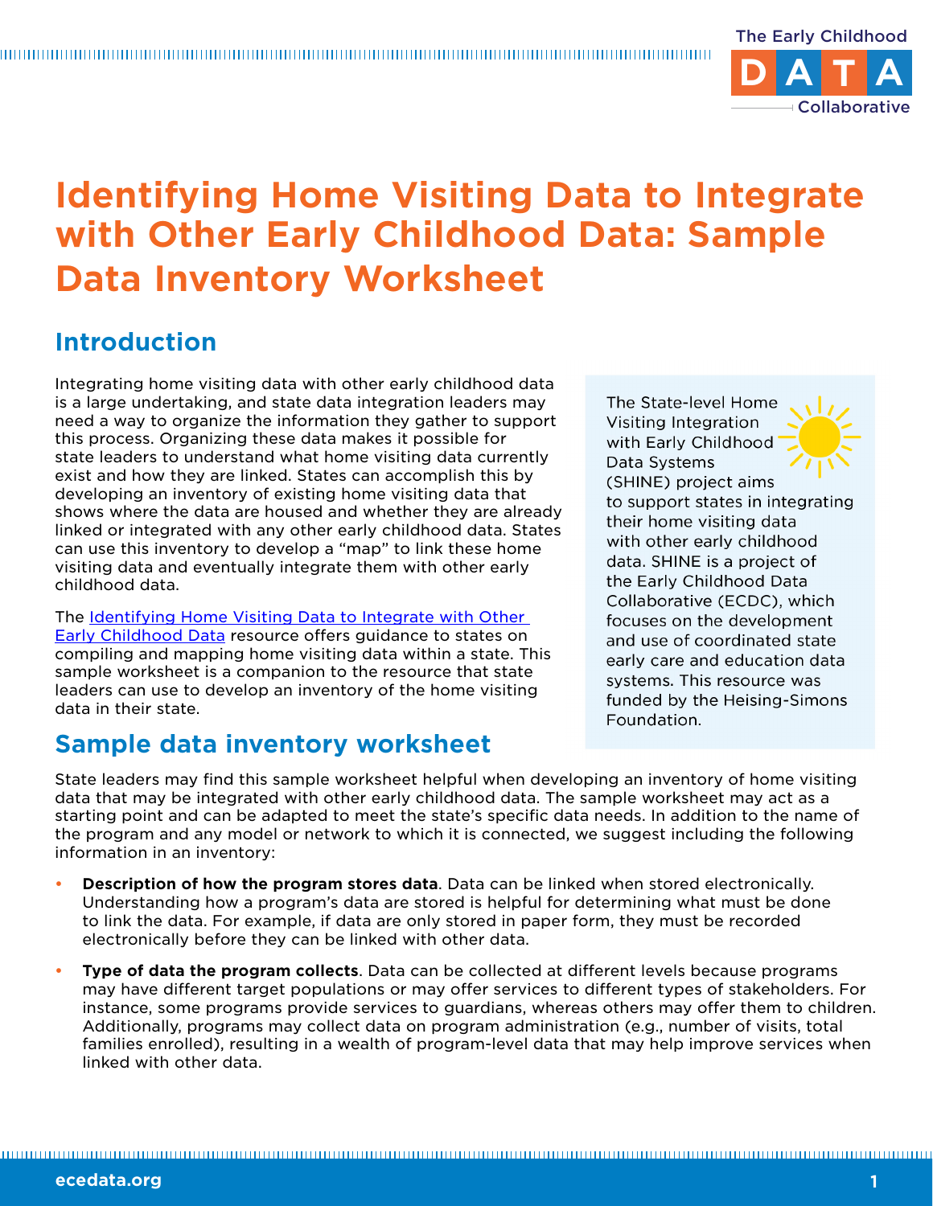# Identifying Home Visiting Data to Integrate with Other Early Childhood Data: Sample Data Inventory Worksheet

## Introduction

Integrating home visiting data with other early childhood data is a large undertaking, and state data integration leaders may need a way to organize the information they gather to support this process. Organizing these data makes it possible for state leaders to understand what home visiting data currently exist and how they are linked. States can accomplish this by developing an inventory of existing home visiting data that shows where the data are housed and whether they are already linked or integrated with any other early childhood data. States can use this inventory to develop a "map" to link these home visiting data and eventually integrate them with other early childhood data.

The Identifying Home Visiting Data to Integrate with Other Early Childhood Data resource offers guidance to states on compiling and mapping home visiting data within a state. This sample worksheet is a companion to the resource that state leaders can use to develop an inventory of the home visiting data in their state.

The State-level Home Visiting Integration with Early Childhood Data Systems (SHINE) project aims to support states in integrating their home visiting data with other early childhood data. SHINE is a project of the Early Childhood Data Collaborative (ECDC), which focuses on the development and use of coordinated state early care and education data systems. This resource was funded by the Heising-Simons Foundation.

## Sample data inventory worksheet

State leaders may find this sample worksheet helpful when developing an inventory of home visiting data that may be integrated with other early childhood data. The sample worksheet may act as a starting point and can be adapted to meet the state's specific data needs. In addition to the name of the program and any model or network to which it is connected, we suggest including the following information in an inventory:

- **Description of how the program stores data**. Data can be linked when stored electronically. Understanding how a program's data are stored is helpful for determining what must be done to link the data. For example, if data are only stored in paper form, they must be recorded electronically before they can be linked with other data.
- **Type of data the program collects**. Data can be collected at different levels because programs may have different target populations or may offer services to different types of stakeholders. For instance, some programs provide services to guardians, whereas others may offer them to children. Additionally, programs may collect data on program administration (e.g., number of visits, total families enrolled), resulting in a wealth of program-level data that may help improve services when linked with other data.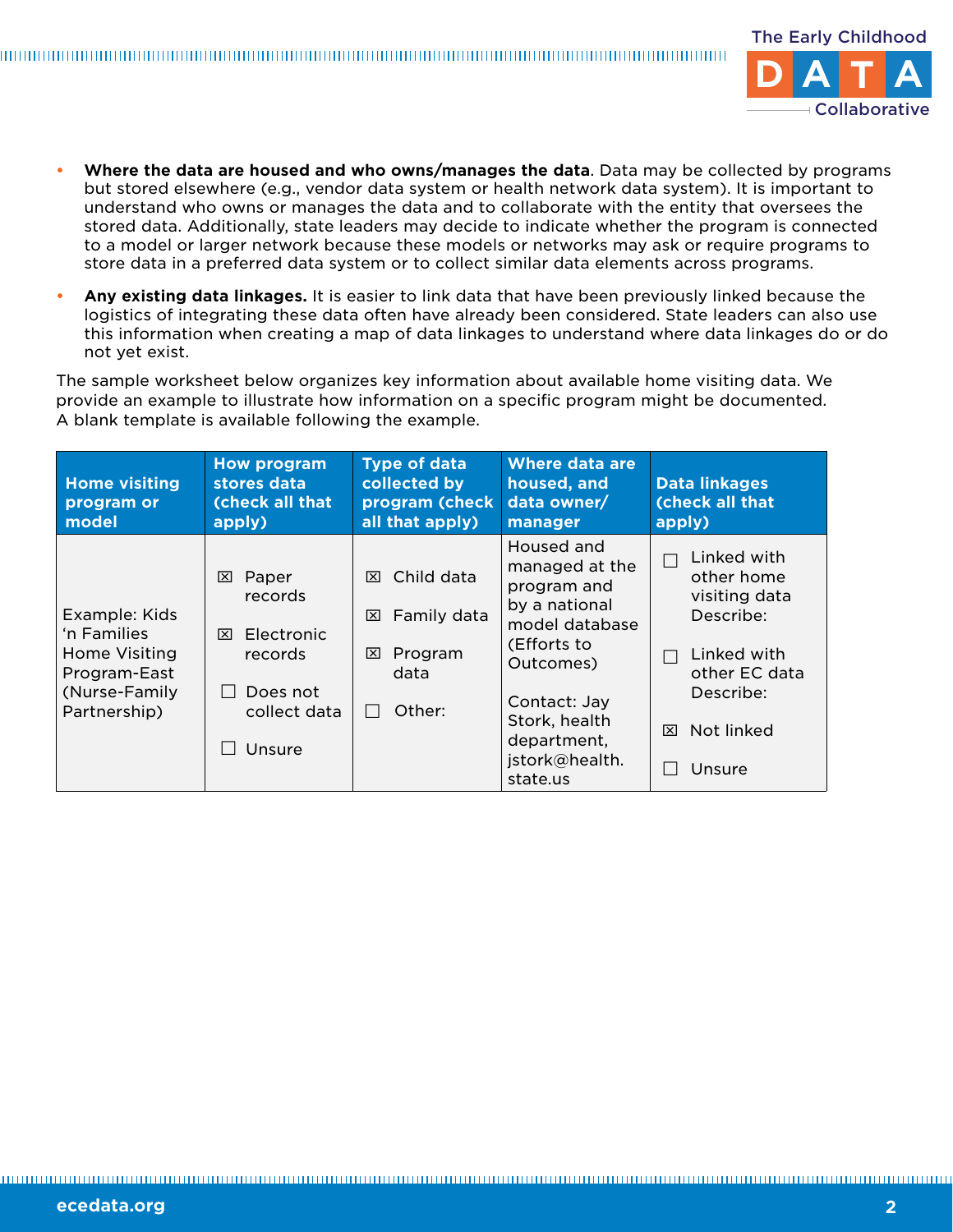- **Where the data are housed and who owns/manages the data**. Data may be collected by programs but stored elsewhere (e.g., vendor data system or health network data system). It is important to understand who owns or manages the data and to collaborate with the entity that oversees the stored data. Additionally, state leaders may decide to indicate whether the program is connected to a model or larger network because these models or networks may ask or require programs to store data in a preferred data system or to collect similar data elements across programs.
- **Any existing data linkages.** It is easier to link data that have been previously linked because the logistics of integrating these data often have already been considered. State leaders can also use this information when creating a map of data linkages to understand where data linkages do or do not yet exist.

The sample worksheet below organizes key information about available home visiting data. We provide an example to illustrate how information on a specific program might be documented. A blank template is available following the example.

| Home visiting program or model | How program stores data (check all that apply) | Type of data collected by program (check all that apply) | Where data are housed, and data owner/ manager | Data linkages (check all that apply) |
|---|---|---|---|---|
| Example: Kids ‘n Families Home Visiting Program-East (Nurse-Family Partnership) | ☒ Paper records<br>☒ Electronic records<br>☐ Does not collect data<br>☐ Unsure | ☒ Child data<br>☒ Family data<br>☒ Program data<br>☐ Other: | Housed and managed at the program and by a national model database (Efforts to Outcomes)<br><br>Contact: Jay Stork, health department, jstork@health.state.us | ☐ Linked with other home visiting data Describe:<br>☐ Linked with other EC data Describe:<br>☒ Not linked<br>☐ Unsure |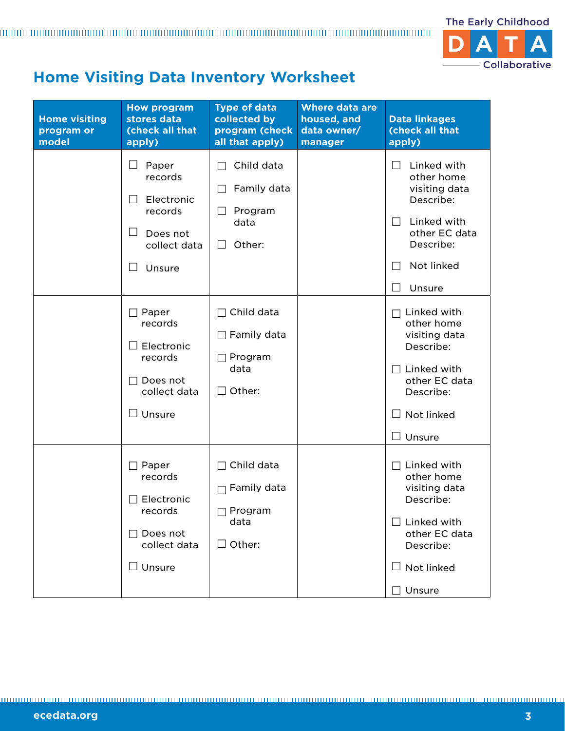## Home Visiting Data Inventory Worksheet

| Home visiting program or model | How program stores data (check all that apply) | Type of data collected by program (check all that apply) | Where data are housed, and data owner/ manager | Data linkages (check all that apply) |
|---|---|---|---|---|
| | ☐ Paper records<br>☐ Electronic records<br>☐ Does not collect data<br>☐ Unsure | ☐ Child data<br>☐ Family data<br>☐ Program data<br>☐ Other: | | ☐ Linked with other home visiting data Describe:<br>☐ Linked with other EC data Describe:<br>☐ Not linked<br>☐ Unsure |
| | ☐ Paper records<br>☐ Electronic records<br>☐ Does not collect data<br>☐ Unsure | ☐ Child data<br>☐ Family data<br>☐ Program data<br>☐ Other: | | ☐ Linked with other home visiting data Describe:<br>☐ Linked with other EC data Describe:<br>☐ Not linked<br>☐ Unsure |
| | ☐ Paper records<br>☐ Electronic records<br>☐ Does not collect data<br>☐ Unsure | ☐ Child data<br>☐ Family data<br>☐ Program data<br>☐ Other: | | ☐ Linked with other home visiting data Describe:<br>☐ Linked with other EC data Describe:<br>☐ Not linked<br>☐ Unsure |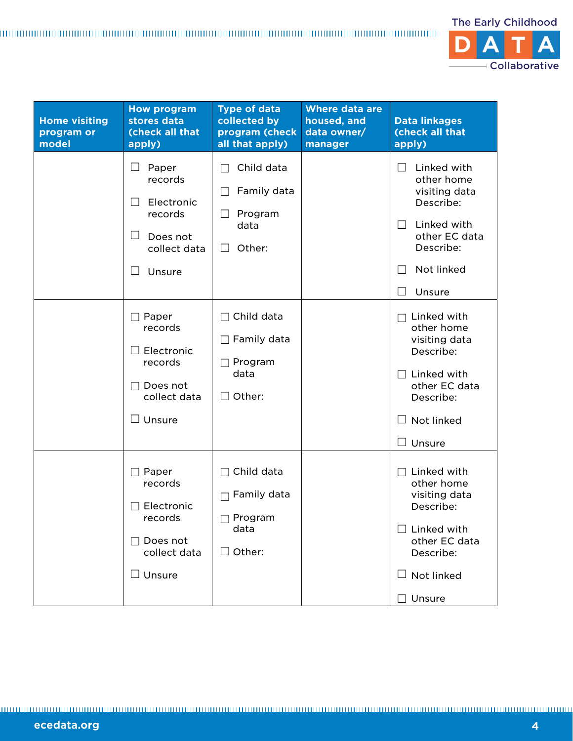| Home visiting program or model | How program stores data (check all that apply) | Type of data collected by program (check all that apply) | Where data are housed, and data owner/ manager | Data linkages (check all that apply) |
| --- | --- | --- | --- | --- |
| | ☐ Paper records<br><br>☐ Electronic records<br><br>☐ Does not collect data<br><br>☐ Unsure | ☐ Child data<br><br>☐ Family data<br><br>☐ Program data<br><br>☐ Other: | | ☐ Linked with other home visiting data Describe:<br><br>☐ Linked with other EC data Describe:<br><br>☐ Not linked<br><br>☐ Unsure |
| | ☐ Paper records<br><br>☐ Electronic records<br><br>☐ Does not collect data<br><br>☐ Unsure | ☐ Child data<br><br>☐ Family data<br><br>☐ Program data<br><br>☐ Other: | | ☐ Linked with other home visiting data Describe:<br><br>☐ Linked with other EC data Describe:<br><br>☐ Not linked<br><br>☐ Unsure |
| | ☐ Paper records<br><br>☐ Electronic records<br><br>☐ Does not collect data<br><br>☐ Unsure | ☐ Child data<br><br>☐ Family data<br><br>☐ Program data<br><br>☐ Other: | | ☐ Linked with other home visiting data Describe:<br><br>☐ Linked with other EC data Describe:<br><br>☐ Not linked<br><br>☐ Unsure |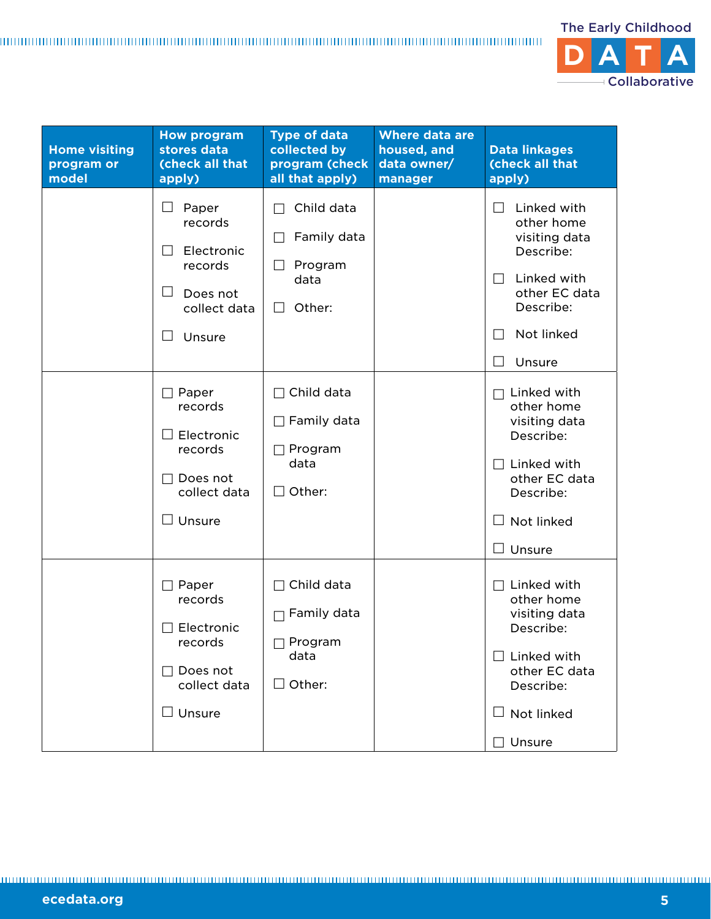| Home visiting program or model | How program stores data (check all that apply) | Type of data collected by program (check all that apply) | Where data are housed, and data owner/ manager | Data linkages (check all that apply) |
|---|---|---|---|---|
| | ☐ Paper records<br><br>☐ Electronic records<br><br>☐ Does not collect data<br><br>☐ Unsure | ☐ Child data<br><br>☐ Family data<br><br>☐ Program data<br><br>☐ Other: | | ☐ Linked with other home visiting data Describe:<br><br>☐ Linked with other EC data Describe:<br><br>☐ Not linked<br><br>☐ Unsure |
| | ☐ Paper records<br><br>☐ Electronic records<br><br>☐ Does not collect data<br><br>☐ Unsure | ☐ Child data<br><br>☐ Family data<br><br>☐ Program data<br><br>☐ Other: | | ☐ Linked with other home visiting data Describe:<br><br>☐ Linked with other EC data Describe:<br><br>☐ Not linked<br><br>☐ Unsure |
| | ☐ Paper records<br><br>☐ Electronic records<br><br>☐ Does not collect data<br><br>☐ Unsure | ☐ Child data<br><br>☐ Family data<br><br>☐ Program data<br><br>☐ Other: | | ☐ Linked with other home visiting data Describe:<br><br>☐ Linked with other EC data Describe:<br><br>☐ Not linked<br><br>☐ Unsure |